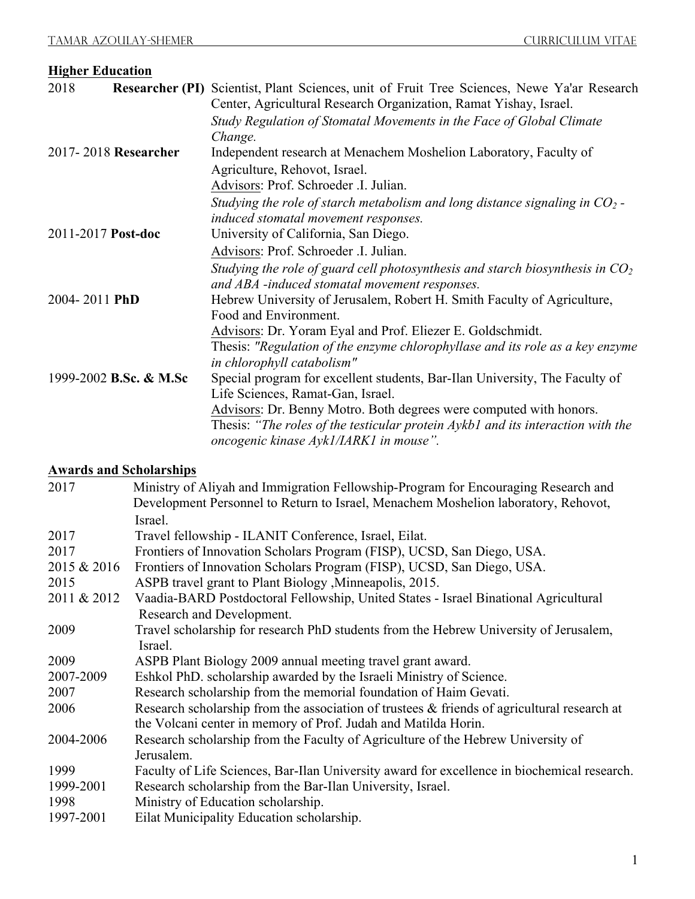## Higher Education

**2018 Researcher (PI)** Scientist, Plant Sciences, unit of Fruit Tree Sciences, Newe Ya'ar Research Center, Agricultural Research Organization, Ramat Yishay, Israel.
*Study Regulation of Stomatal Movements in the Face of Global Climate Change.*

**2017- 2018 Researcher** Independent research at Menachem Moshelion Laboratory, Faculty of Agriculture, Rehovot, Israel.
Advisors: Prof. Schroeder .I. Julian.
*Studying the role of starch metabolism and long distance signaling in $CO_2$ -induced stomatal movement responses.*

**2011-2017 Post-doc** University of California, San Diego.
Advisors: Prof. Schroeder .I. Julian.
*Studying the role of guard cell photosynthesis and starch biosynthesis in $CO_2$ and ABA -induced stomatal movement responses.*

**2004- 2011 PhD** Hebrew University of Jerusalem, Robert H. Smith Faculty of Agriculture, Food and Environment.
Advisors: Dr. Yoram Eyal and Prof. Eliezer E. Goldschmidt.
Thesis: *"Regulation of the enzyme chlorophyllase and its role as a key enzyme in chlorophyll catabolism"*

**1999-2002 B.Sc. & M.Sc** Special program for excellent students, Bar-Ilan University, The Faculty of Life Sciences, Ramat-Gan, Israel.
Advisors: Dr. Benny Motro. Both degrees were computed with honors.
Thesis: *"The roles of the testicular protein Aykb1 and its interaction with the oncogenic kinase Ayk1/IARK1 in mouse".*

## Awards and Scholarships

| | |
|---|---|
| 2017 | Ministry of Aliyah and Immigration Fellowship-Program for Encouraging Research and Development Personnel to Return to Israel, Menachem Moshelion laboratory, Rehovot, Israel. |
| 2017 | Travel fellowship - ILANIT Conference, Israel, Eilat. |
| 2017 | Frontiers of Innovation Scholars Program (FISP), UCSD, San Diego, USA. |
| 2015 & 2016 | Frontiers of Innovation Scholars Program (FISP), UCSD, San Diego, USA. |
| 2015 | ASPB travel grant to Plant Biology ,Minneapolis, 2015. |
| 2011 & 2012 | Vaadia-BARD Postdoctoral Fellowship, United States - Israel Binational Agricultural Research and Development. |
| 2009 | Travel scholarship for research PhD students from the Hebrew University of Jerusalem, Israel. |
| 2009 | ASPB Plant Biology 2009 annual meeting travel grant award. |
| 2007-2009 | Eshkol PhD. scholarship awarded by the Israeli Ministry of Science. |
| 2007 | Research scholarship from the memorial foundation of Haim Gevati. |
| 2006 | Research scholarship from the association of trustees & friends of agricultural research at the Volcani center in memory of Prof. Judah and Matilda Horin. |
| 2004-2006 | Research scholarship from the Faculty of Agriculture of the Hebrew University of Jerusalem. |
| 1999 | Faculty of Life Sciences, Bar-Ilan University award for excellence in biochemical research. |
| 1999-2001 | Research scholarship from the Bar-Ilan University, Israel. |
| 1998 | Ministry of Education scholarship. |
| 1997-2001 | Eilat Municipality Education scholarship. |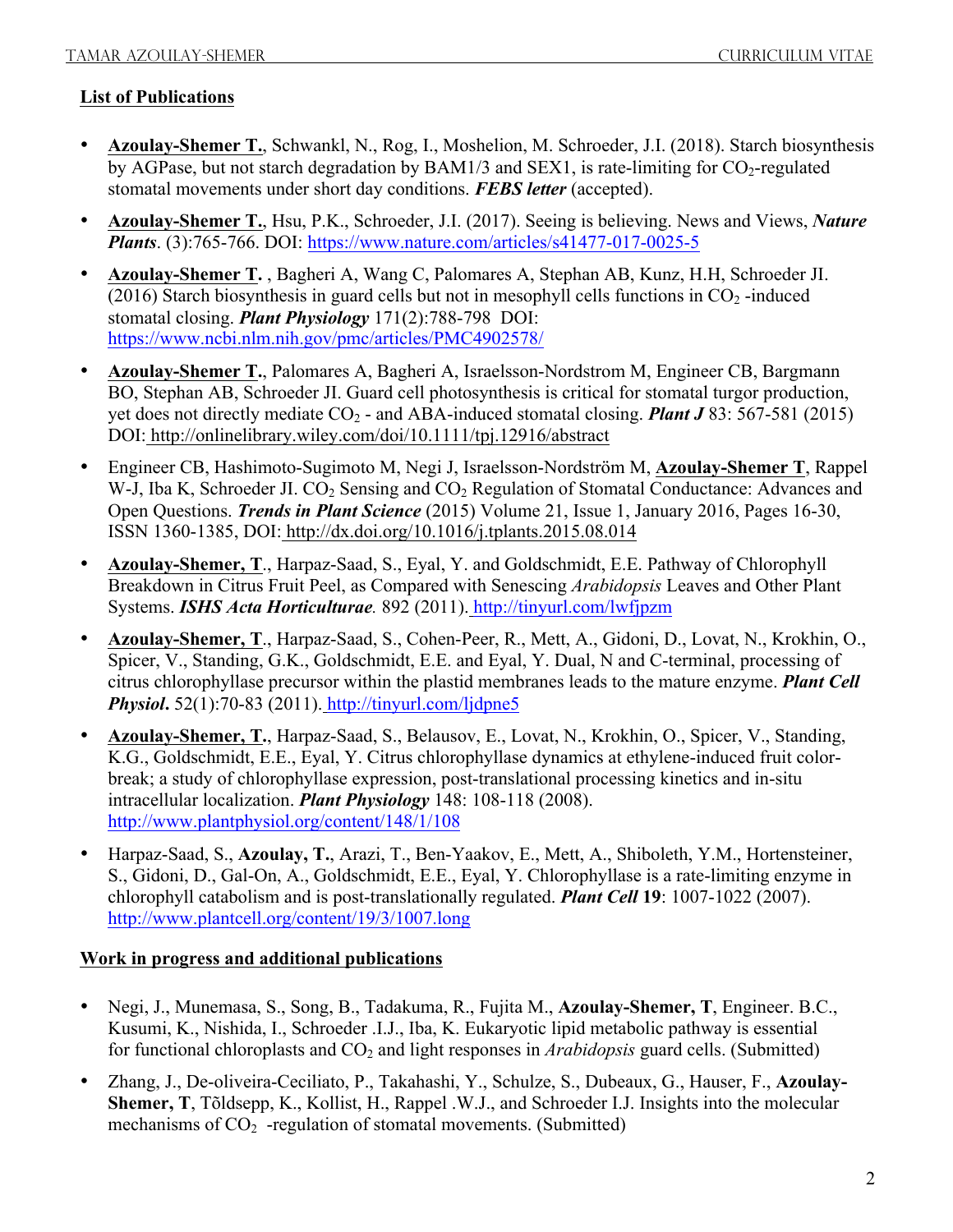## List of Publications

- **Azoulay-Shemer T.**, Schwankl, N., Rog, I., Moshelion, M. Schroeder, J.I. (2018). Starch biosynthesis by AGPase, but not starch degradation by BAM1/3 and SEX1, is rate-limiting for $CO_2$-regulated stomatal movements under short day conditions. ***FEBS letter*** (accepted).
- **Azoulay-Shemer T.**, Hsu, P.K., Schroeder, J.I. (2017). Seeing is believing. News and Views, ***Nature Plants***. (3):765-766. DOI: https://www.nature.com/articles/s41477-017-0025-5
- **Azoulay-Shemer T.** , Bagheri A, Wang C, Palomares A, Stephan AB, Kunz, H.H, Schroeder JI. (2016) Starch biosynthesis in guard cells but not in mesophyll cells functions in $CO_2$ -induced stomatal closing. ***Plant Physiology*** 171(2):788-798 DOI: https://www.ncbi.nlm.nih.gov/pmc/articles/PMC4902578/
- **Azoulay-Shemer T.**, Palomares A, Bagheri A, Israelsson-Nordstrom M, Engineer CB, Bargmann BO, Stephan AB, Schroeder JI. Guard cell photosynthesis is critical for stomatal turgor production, yet does not directly mediate $CO_2$ - and ABA-induced stomatal closing. ***Plant J*** 83: 567-581 (2015) DOI: http://onlinelibrary.wiley.com/doi/10.1111/tpj.12916/abstract
- Engineer CB, Hashimoto-Sugimoto M, Negi J, Israelsson-Nordström M, **Azoulay-Shemer T**, Rappel W-J, Iba K, Schroeder JI. $CO_2$ Sensing and $CO_2$ Regulation of Stomatal Conductance: Advances and Open Questions. ***Trends in Plant Science*** (2015) Volume 21, Issue 1, January 2016, Pages 16-30, ISSN 1360-1385, DOI: http://dx.doi.org/10.1016/j.tplants.2015.08.014
- **Azoulay-Shemer, T**., Harpaz-Saad, S., Eyal, Y. and Goldschmidt, E.E. Pathway of Chlorophyll Breakdown in Citrus Fruit Peel, as Compared with Senescing *Arabidopsis* Leaves and Other Plant Systems. ***ISHS Acta Horticulturae.*** 892 (2011). http://tinyurl.com/lwfjpzm
- **Azoulay-Shemer, T**., Harpaz-Saad, S., Cohen-Peer, R., Mett, A., Gidoni, D., Lovat, N., Krokhin, O., Spicer, V., Standing, G.K., Goldschmidt, E.E. and Eyal, Y. Dual, N and C-terminal, processing of citrus chlorophyllase precursor within the plastid membranes leads to the mature enzyme. ***Plant Cell Physiol***. 52(1):70-83 (2011). http://tinyurl.com/ljdpne5
- **Azoulay-Shemer, T.**, Harpaz-Saad, S., Belausov, E., Lovat, N., Krokhin, O., Spicer, V., Standing, K.G., Goldschmidt, E.E., Eyal, Y. Citrus chlorophyllase dynamics at ethylene-induced fruit color-break; a study of chlorophyllase expression, post-translational processing kinetics and in-situ intracellular localization. ***Plant Physiology*** 148: 108-118 (2008). http://www.plantphysiol.org/content/148/1/108
- Harpaz-Saad, S., **Azoulay, T.**, Arazi, T., Ben-Yaakov, E., Mett, A., Shiboleth, Y.M., Hortensteiner, S., Gidoni, D., Gal-On, A., Goldschmidt, E.E., Eyal, Y. Chlorophyllase is a rate-limiting enzyme in chlorophyll catabolism and is post-translationally regulated. ***Plant Cell* 19**: 1007-1022 (2007). http://www.plantcell.org/content/19/3/1007.long

## Work in progress and additional publications

- Negi, J., Munemasa, S., Song, B., Tadakuma, R., Fujita M., **Azoulay-Shemer, T**, Engineer. B.C., Kusumi, K., Nishida, I., Schroeder .I.J., Iba, K. Eukaryotic lipid metabolic pathway is essential for functional chloroplasts and $CO_2$ and light responses in *Arabidopsis* guard cells. (Submitted)
- Zhang, J., De-oliveira-Ceciliato, P., Takahashi, Y., Schulze, S., Dubeaux, G., Hauser, F., **Azoulay-Shemer, T**, Tõldsepp, K., Kollist, H., Rappel .W.J., and Schroeder I.J. Insights into the molecular mechanisms of $CO_2$ -regulation of stomatal movements. (Submitted)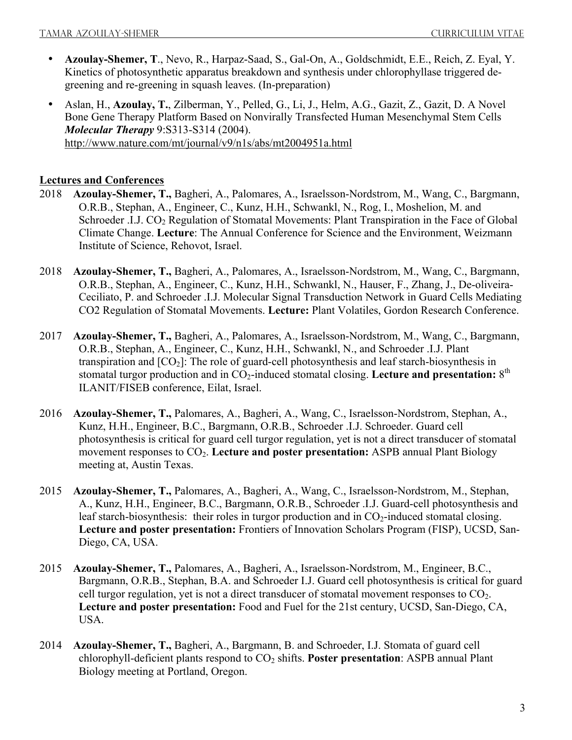- **Azoulay-Shemer, T**., Nevo, R., Harpaz-Saad, S., Gal-On, A., Goldschmidt, E.E., Reich, Z. Eyal, Y. Kinetics of photosynthetic apparatus breakdown and synthesis under chlorophyllase triggered de-greening and re-greening in squash leaves. (In-preparation)
- Aslan, H., **Azoulay, T.**, Zilberman, Y., Pelled, G., Li, J., Helm, A.G., Gazit, Z., Gazit, D. A Novel Bone Gene Therapy Platform Based on Nonvirally Transfected Human Mesenchymal Stem Cells ***Molecular Therapy*** 9:S313-S314 (2004). http://www.nature.com/mt/journal/v9/n1s/abs/mt2004951a.html

## Lectures and Conferences

2018 **Azoulay-Shemer, T.,** Bagheri, A., Palomares, A., Israelsson-Nordstrom, M., Wang, C., Bargmann, O.R.B., Stephan, A., Engineer, C., Kunz, H.H., Schwankl, N., Rog, I., Moshelion, M. and Schroeder .I.J. $CO_2$ Regulation of Stomatal Movements: Plant Transpiration in the Face of Global Climate Change. **Lecture**: The Annual Conference for Science and the Environment, Weizmann Institute of Science, Rehovot, Israel.

2018 **Azoulay-Shemer, T.,** Bagheri, A., Palomares, A., Israelsson-Nordstrom, M., Wang, C., Bargmann, O.R.B., Stephan, A., Engineer, C., Kunz, H.H., Schwankl, N., Hauser, F., Zhang, J., De-oliveira-Ceciliato, P. and Schroeder .I.J. Molecular Signal Transduction Network in Guard Cells Mediating CO2 Regulation of Stomatal Movements. **Lecture:** Plant Volatiles, Gordon Research Conference.

2017 **Azoulay-Shemer, T.,** Bagheri, A., Palomares, A., Israelsson-Nordstrom, M., Wang, C., Bargmann, O.R.B., Stephan, A., Engineer, C., Kunz, H.H., Schwankl, N., and Schroeder .I.J. Plant transpiration and [$CO_2$]: The role of guard-cell photosynthesis and leaf starch-biosynthesis in stomatal turgor production and in $CO_2$-induced stomatal closing. **Lecture and presentation:** $8^{th}$ ILANIT/FISEB conference, Eilat, Israel.

2016 **Azoulay-Shemer, T.,** Palomares, A., Bagheri, A., Wang, C., Israelsson-Nordstrom, Stephan, A., Kunz, H.H., Engineer, B.C., Bargmann, O.R.B., Schroeder .I.J. Schroeder. Guard cell photosynthesis is critical for guard cell turgor regulation, yet is not a direct transducer of stomatal movement responses to $CO_2$. **Lecture and poster presentation:** ASPB annual Plant Biology meeting at, Austin Texas.

2015 **Azoulay-Shemer, T.,** Palomares, A., Bagheri, A., Wang, C., Israelsson-Nordstrom, M., Stephan, A., Kunz, H.H., Engineer, B.C., Bargmann, O.R.B., Schroeder .I.J. Guard-cell photosynthesis and leaf starch-biosynthesis: their roles in turgor production and in $CO_2$-induced stomatal closing. **Lecture and poster presentation:** Frontiers of Innovation Scholars Program (FISP), UCSD, San-Diego, CA, USA.

2015 **Azoulay-Shemer, T.,** Palomares, A., Bagheri, A., Israelsson-Nordstrom, M., Engineer, B.C., Bargmann, O.R.B., Stephan, B.A. and Schroeder I.J. Guard cell photosynthesis is critical for guard cell turgor regulation, yet is not a direct transducer of stomatal movement responses to $CO_2$. **Lecture and poster presentation:** Food and Fuel for the 21st century, UCSD, San-Diego, CA, USA.

2014 **Azoulay-Shemer, T.,** Bagheri, A., Bargmann, B. and Schroeder, I.J. Stomata of guard cell chlorophyll-deficient plants respond to $CO_2$ shifts. **Poster presentation**: ASPB annual Plant Biology meeting at Portland, Oregon.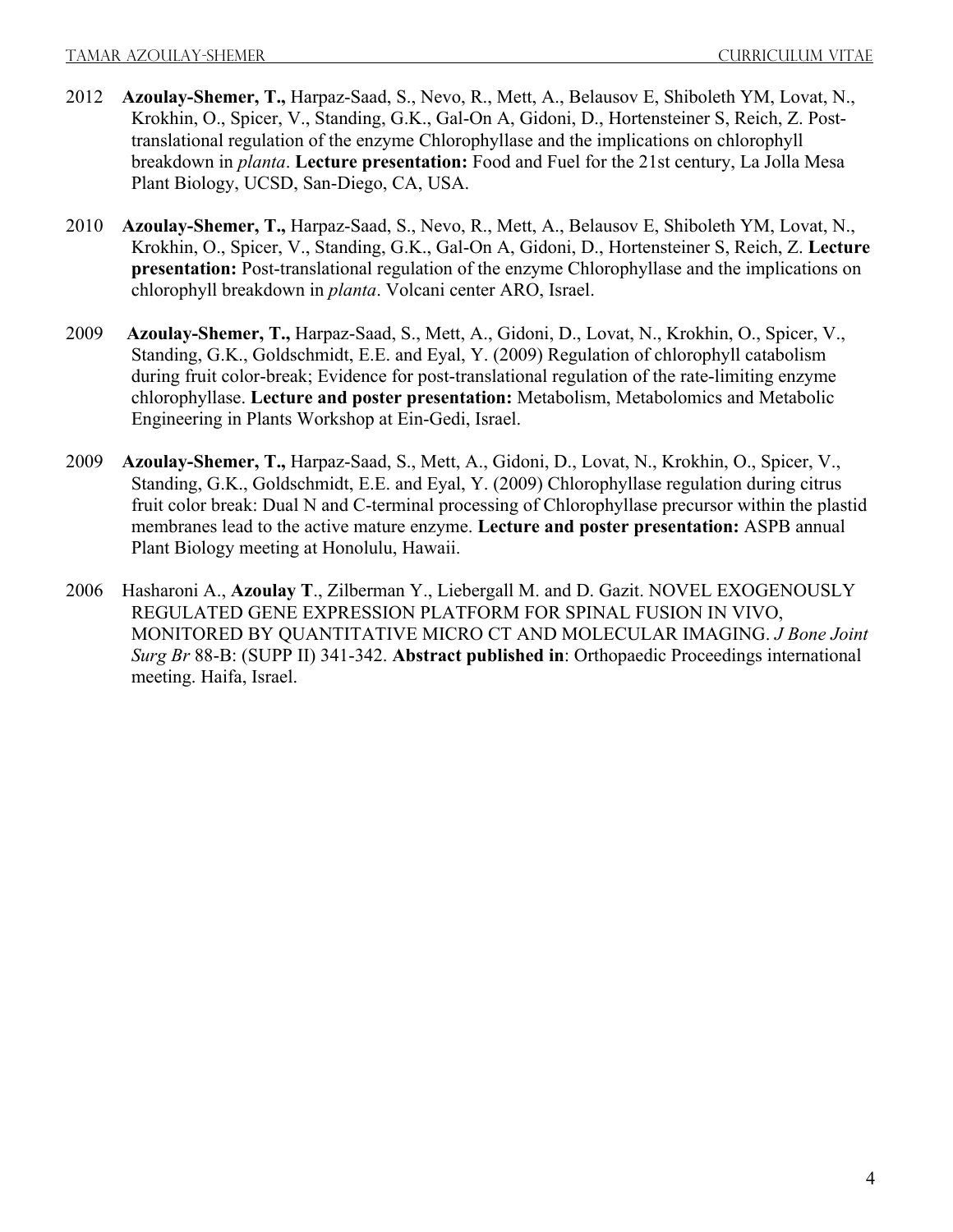2012 **Azoulay-Shemer, T.,** Harpaz-Saad, S., Nevo, R., Mett, A., Belausov E, Shiboleth YM, Lovat, N., Krokhin, O., Spicer, V., Standing, G.K., Gal-On A, Gidoni, D., Hortensteiner S, Reich, Z. Post-translational regulation of the enzyme Chlorophyllase and the implications on chlorophyll breakdown in *planta*. **Lecture presentation:** Food and Fuel for the 21st century, La Jolla Mesa Plant Biology, UCSD, San-Diego, CA, USA.

2010 **Azoulay-Shemer, T.,** Harpaz-Saad, S., Nevo, R., Mett, A., Belausov E, Shiboleth YM, Lovat, N., Krokhin, O., Spicer, V., Standing, G.K., Gal-On A, Gidoni, D., Hortensteiner S, Reich, Z. **Lecture presentation:** Post-translational regulation of the enzyme Chlorophyllase and the implications on chlorophyll breakdown in *planta*. Volcani center ARO, Israel.

2009 **Azoulay-Shemer, T.,** Harpaz-Saad, S., Mett, A., Gidoni, D., Lovat, N., Krokhin, O., Spicer, V., Standing, G.K., Goldschmidt, E.E. and Eyal, Y. (2009) Regulation of chlorophyll catabolism during fruit color-break; Evidence for post-translational regulation of the rate-limiting enzyme chlorophyllase. **Lecture and poster presentation:** Metabolism, Metabolomics and Metabolic Engineering in Plants Workshop at Ein-Gedi, Israel.

2009 **Azoulay-Shemer, T.,** Harpaz-Saad, S., Mett, A., Gidoni, D., Lovat, N., Krokhin, O., Spicer, V., Standing, G.K., Goldschmidt, E.E. and Eyal, Y. (2009) Chlorophyllase regulation during citrus fruit color break: Dual N and C-terminal processing of Chlorophyllase precursor within the plastid membranes lead to the active mature enzyme. **Lecture and poster presentation:** ASPB annual Plant Biology meeting at Honolulu, Hawaii.

2006 Hasharoni A., **Azoulay T**., Zilberman Y., Liebergall M. and D. Gazit. NOVEL EXOGENOUSLY REGULATED GENE EXPRESSION PLATFORM FOR SPINAL FUSION IN VIVO, MONITORED BY QUANTITATIVE MICRO CT AND MOLECULAR IMAGING. *J Bone Joint Surg Br* 88-B: (SUPP II) 341-342. **Abstract published in**: Orthopaedic Proceedings international meeting. Haifa, Israel.